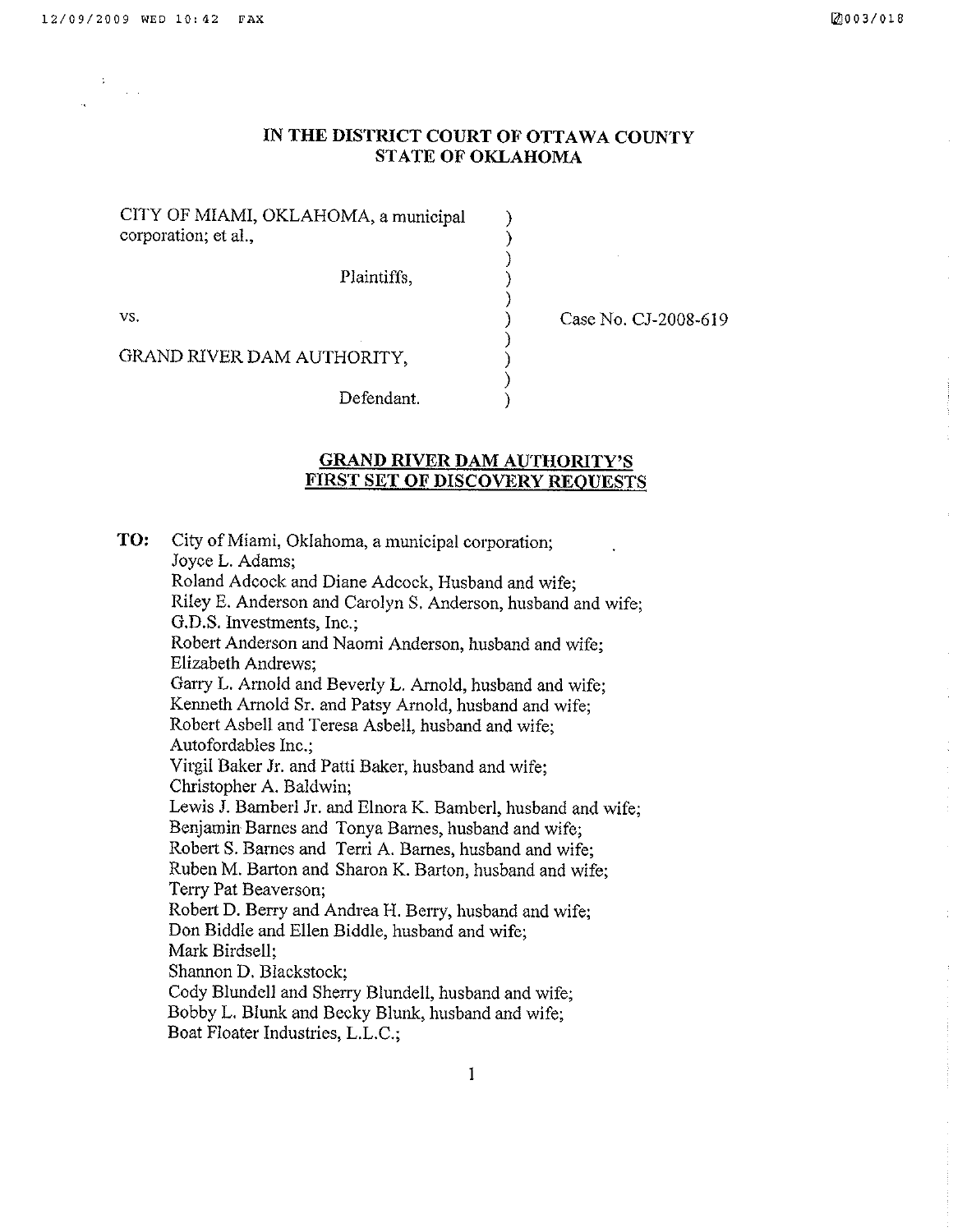# IN THE DISTRICT COURT OF OTTAWA COUNTY
# STATE OF OKLAHOMA

| | | |
|---|---|---|
| CITY OF MIAMI, OKLAHOMA, a municipal corporation; et al., | ) | |
| Plaintiffs, | ) | |
| vs. | ) | Case No. CJ-2008-619 |
| GRAND RIVER DAM AUTHORITY, | ) | |
| Defendant. | ) | |

## GRAND RIVER DAM AUTHORITY'S FIRST SET OF DISCOVERY REQUESTS

**TO:** City of Miami, Oklahoma, a municipal corporation;
Joyce L. Adams;
Roland Adcock and Diane Adcock, Husband and wife;
Riley E. Anderson and Carolyn S. Anderson, husband and wife;
G.D.S. Investments, Inc.;
Robert Anderson and Naomi Anderson, husband and wife;
Elizabeth Andrews;
Garry L. Arnold and Beverly L. Arnold, husband and wife;
Kenneth Arnold Sr. and Patsy Arnold, husband and wife;
Robert Asbell and Teresa Asbell, husband and wife;
Autofordables Inc.;
Virgil Baker Jr. and Patti Baker, husband and wife;
Christopher A. Baldwin;
Lewis J. Bamberl Jr. and Elnora K. Bamberl, husband and wife;
Benjamin Barnes and Tonya Barnes, husband and wife;
Robert S. Barnes and Terri A. Barnes, husband and wife;
Ruben M. Barton and Sharon K. Barton, husband and wife;
Terry Pat Beaverson;
Robert D. Berry and Andrea H. Berry, husband and wife;
Don Biddle and Ellen Biddle, husband and wife;
Mark Birdsell;
Shannon D. Blackstock;
Cody Blundell and Sherry Blundell, husband and wife;
Bobby L. Blunk and Becky Blunk, husband and wife;
Boat Floater Industries, L.L.C.;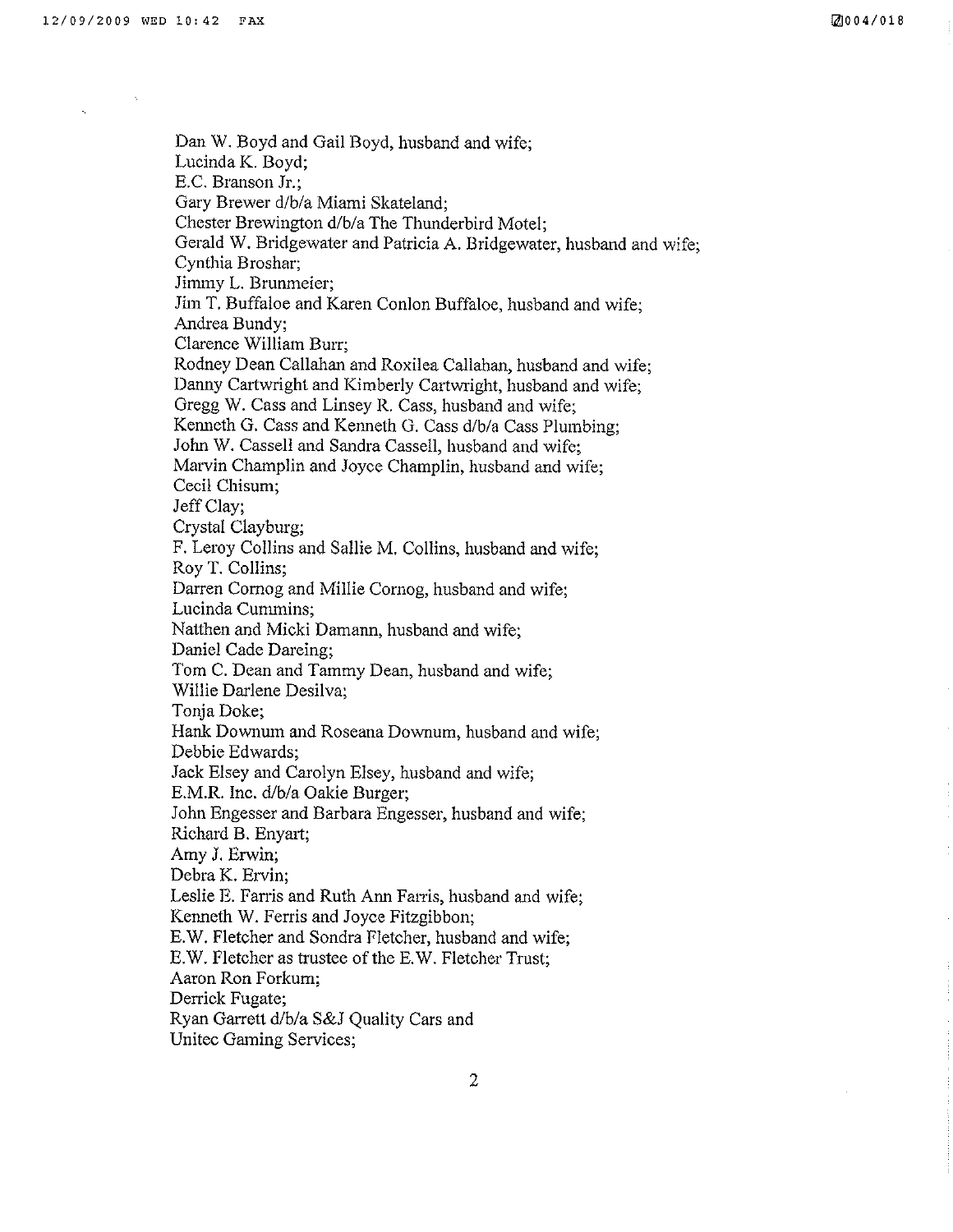Dan W. Boyd and Gail Boyd, husband and wife;
Lucinda K. Boyd;
E.C. Branson Jr.;
Gary Brewer d/b/a Miami Skateland;
Chester Brewington d/b/a The Thunderbird Motel;
Gerald W. Bridgewater and Patricia A. Bridgewater, husband and wife;
Cynthia Broshar;
Jimmy L. Brunmeier;
Jim T. Buffaloe and Karen Conlon Buffaloe, husband and wife;
Andrea Bundy;
Clarence William Burr;
Rodney Dean Callahan and Roxilea Callahan, husband and wife;
Danny Cartwright and Kimberly Cartwright, husband and wife;
Gregg W. Cass and Linsey R. Cass, husband and wife;
Kenneth G. Cass and Kenneth G. Cass d/b/a Cass Plumbing;
John W. Cassell and Sandra Cassell, husband and wife;
Marvin Champlin and Joyce Champlin, husband and wife;
Cecil Chisum;
Jeff Clay;
Crystal Clayburg;
F. Leroy Collins and Sallie M. Collins, husband and wife;
Roy T. Collins;
Darren Cornog and Millie Cornog, husband and wife;
Lucinda Cummins;
Natthen and Micki Damann, husband and wife;
Daniel Cade Dareing;
Tom C. Dean and Tammy Dean, husband and wife;
Willie Darlene Desilva;
Tonja Doke;
Hank Downum and Roseana Downum, husband and wife;
Debbie Edwards;
Jack Elsey and Carolyn Elsey, husband and wife;
E.M.R. Inc. d/b/a Oakie Burger;
John Engesser and Barbara Engesser, husband and wife;
Richard B. Enyart;
Amy J. Erwin;
Debra K. Ervin;
Leslie E. Farris and Ruth Ann Farris, husband and wife;
Kenneth W. Ferris and Joyce Fitzgibbon;
E.W. Fletcher and Sondra Fletcher, husband and wife;
E.W. Fletcher as trustee of the E.W. Fletcher Trust;
Aaron Ron Forkum;
Derrick Fugate;
Ryan Garrett d/b/a S&J Quality Cars and
Unitec Gaming Services;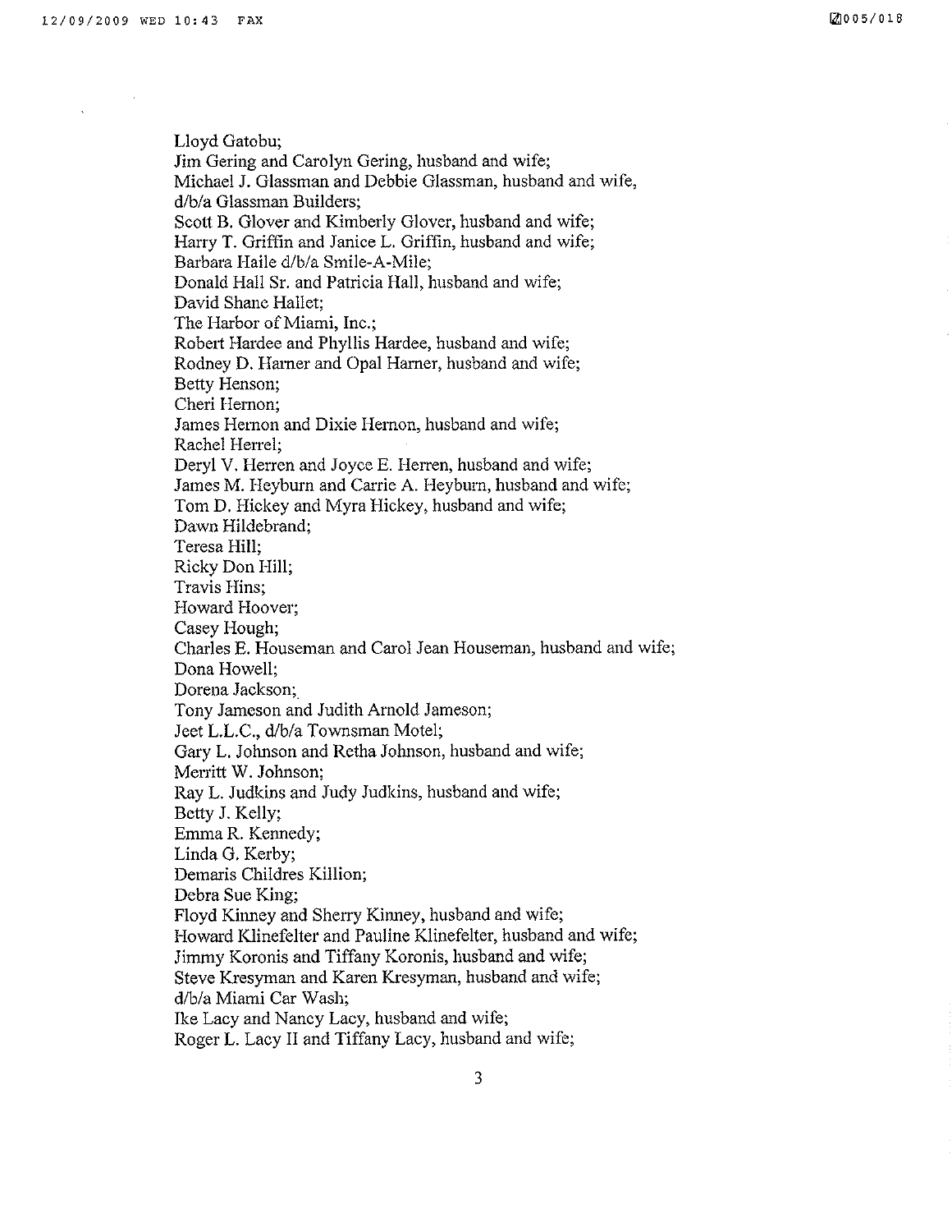Lloyd Gatobu;
Jim Gering and Carolyn Gering, husband and wife;
Michael J. Glassman and Debbie Glassman, husband and wife,
d/b/a Glassman Builders;
Scott B. Glover and Kimberly Glover, husband and wife;
Harry T. Griffin and Janice L. Griffin, husband and wife;
Barbara Haile d/b/a Smile-A-Mile;
Donald Hall Sr. and Patricia Hall, husband and wife;
David Shane Hallet;
The Harbor of Miami, Inc.;
Robert Hardee and Phyllis Hardee, husband and wife;
Rodney D. Harner and Opal Harner, husband and wife;
Betty Henson;
Cheri Hernon;
James Hernon and Dixie Hernon, husband and wife;
Rachel Herrel;
Deryl V. Herren and Joyce E. Herren, husband and wife;
James M. Heyburn and Carrie A. Heyburn, husband and wife;
Tom D. Hickey and Myra Hickey, husband and wife;
Dawn Hildebrand;
Teresa Hill;
Ricky Don Hill;
Travis Hins;
Howard Hoover;
Casey Hough;
Charles E. Houseman and Carol Jean Houseman, husband and wife;
Dona Howell;
Dorena Jackson;
Tony Jameson and Judith Arnold Jameson;
Jeet L.L.C., d/b/a Townsman Motel;
Gary L. Johnson and Retha Johnson, husband and wife;
Merritt W. Johnson;
Ray L. Judkins and Judy Judkins, husband and wife;
Betty J. Kelly;
Emma R. Kennedy;
Linda G. Kerby;
Demaris Childres Killion;
Debra Sue King;
Floyd Kinney and Sherry Kinney, husband and wife;
Howard Klinefelter and Pauline Klinefelter, husband and wife;
Jimmy Koronis and Tiffany Koronis, husband and wife;
Steve Kresyman and Karen Kresyman, husband and wife;
d/b/a Miami Car Wash;
Ike Lacy and Nancy Lacy, husband and wife;
Roger L. Lacy II and Tiffany Lacy, husband and wife;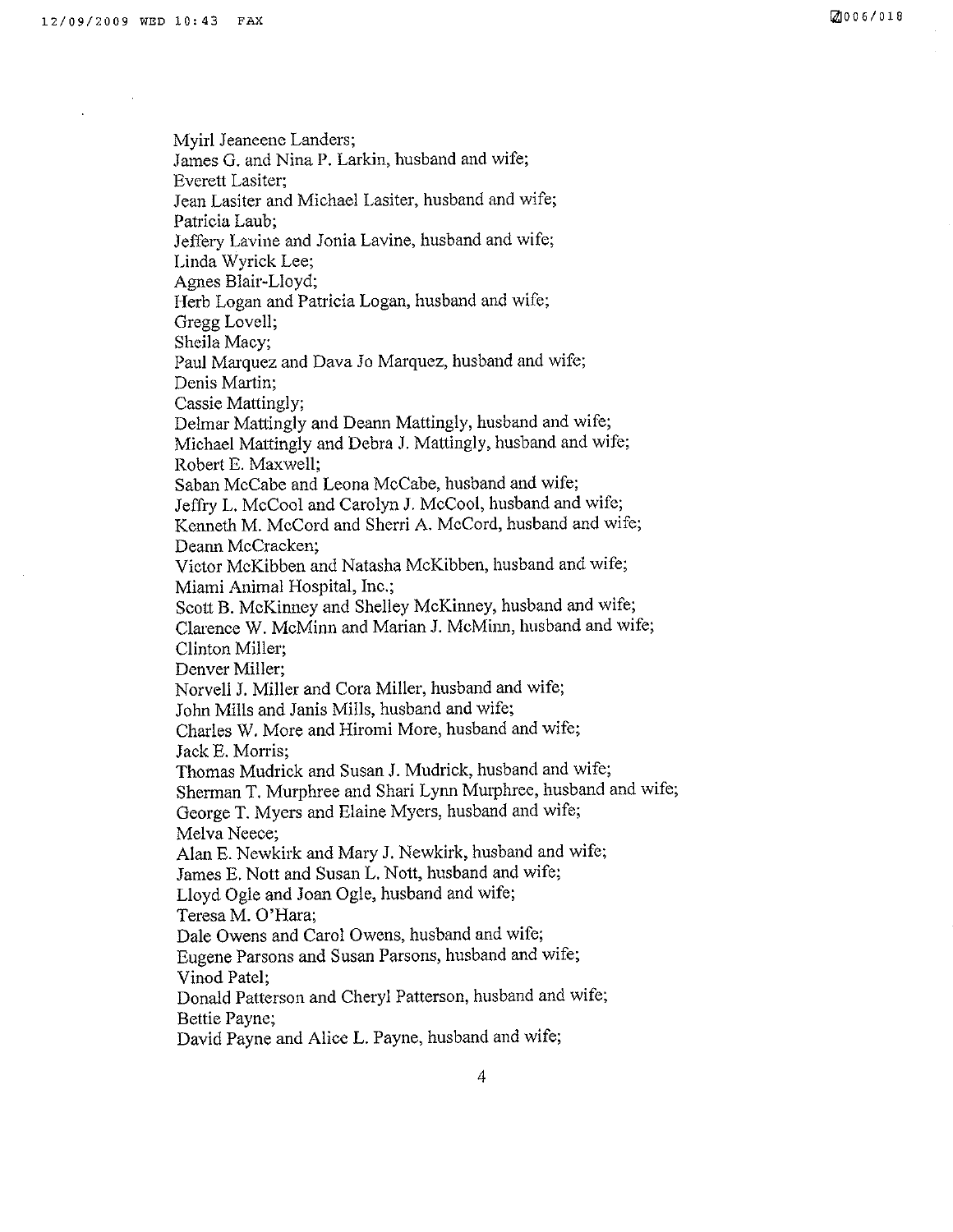Myirl Jeaneene Landers;
James G. and Nina P. Larkin, husband and wife;
Everett Lasiter;
Jean Lasiter and Michael Lasiter, husband and wife;
Patricia Laub;
Jeffery Lavine and Jonia Lavine, husband and wife;
Linda Wyrick Lee;
Agnes Blair-Lloyd;
Herb Logan and Patricia Logan, husband and wife;
Gregg Lovell;
Sheila Macy;
Paul Marquez and Dava Jo Marquez, husband and wife;
Denis Martin;
Cassie Mattingly;
Delmar Mattingly and Deann Mattingly, husband and wife;
Michael Mattingly and Debra J. Mattingly, husband and wife;
Robert E. Maxwell;
Saban McCabe and Leona McCabe, husband and wife;
Jeffry L. McCool and Carolyn J. McCool, husband and wife;
Kenneth M. McCord and Sherri A. McCord, husband and wife;
Deann McCracken;
Victor McKibben and Natasha McKibben, husband and wife;
Miami Animal Hospital, Inc.;
Scott B. McKinney and Shelley McKinney, husband and wife;
Clarence W. McMinn and Marian J. McMinn, husband and wife;
Clinton Miller;
Denver Miller;
Norvell J. Miller and Cora Miller, husband and wife;
John Mills and Janis Mills, husband and wife;
Charles W. More and Hiromi More, husband and wife;
Jack E. Morris;
Thomas Mudrick and Susan J. Mudrick, husband and wife;
Sherman T. Murphree and Shari Lynn Murphree, husband and wife;
George T. Myers and Elaine Myers, husband and wife;
Melva Neece;
Alan E. Newkirk and Mary J. Newkirk, husband and wife;
James E. Nott and Susan L. Nott, husband and wife;
Lloyd Ogle and Joan Ogle, husband and wife;
Teresa M. O'Hara;
Dale Owens and Carol Owens, husband and wife;
Eugene Parsons and Susan Parsons, husband and wife;
Vinod Patel;
Donald Patterson and Cheryl Patterson, husband and wife;
Bettie Payne;
David Payne and Alice L. Payne, husband and wife;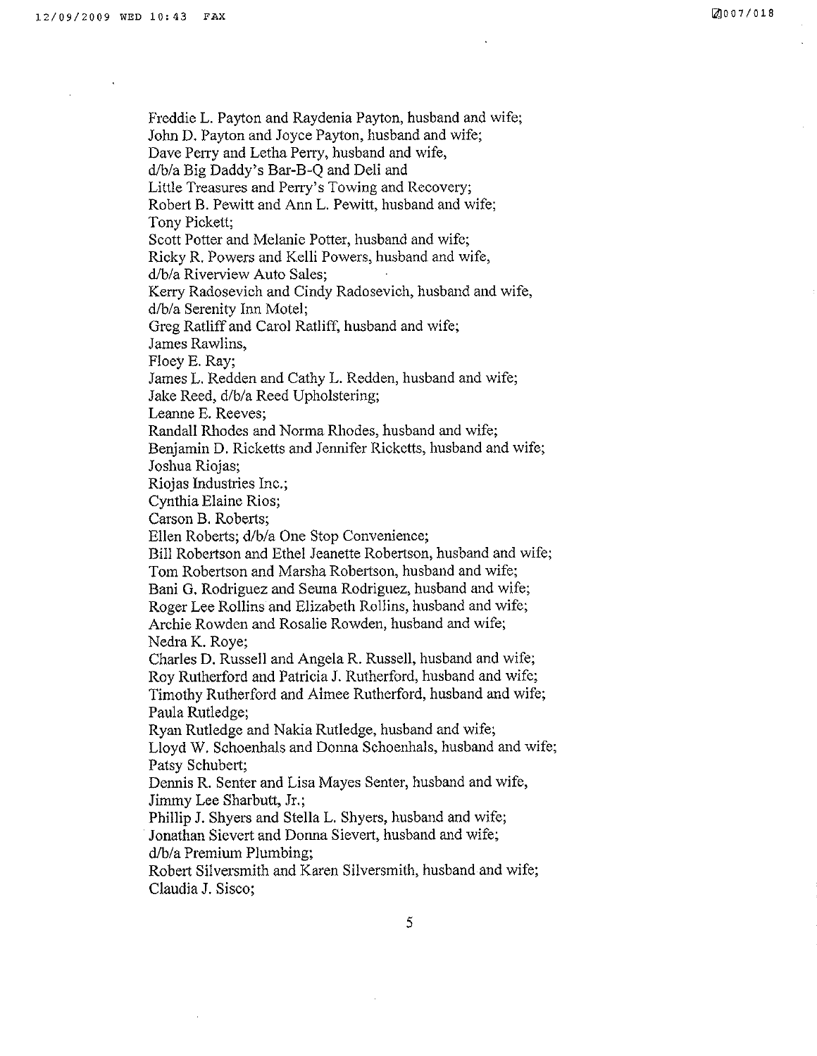Freddie L. Payton and Raydenia Payton, husband and wife;
John D. Payton and Joyce Payton, husband and wife;
Dave Perry and Letha Perry, husband and wife,
d/b/a Big Daddy's Bar-B-Q and Deli and
Little Treasures and Perry's Towing and Recovery;
Robert B. Pewitt and Ann L. Pewitt, husband and wife;
Tony Pickett;
Scott Potter and Melanie Potter, husband and wife;
Ricky R. Powers and Kelli Powers, husband and wife,
d/b/a Riverview Auto Sales;
Kerry Radosevich and Cindy Radosevich, husband and wife,
d/b/a Serenity Inn Motel;
Greg Ratliff and Carol Ratliff, husband and wife;
James Rawlins,
Floey E. Ray;
James L. Redden and Cathy L. Redden, husband and wife;
Jake Reed, d/b/a Reed Upholstering;
Leanne E. Reeves;
Randall Rhodes and Norma Rhodes, husband and wife;
Benjamin D. Ricketts and Jennifer Ricketts, husband and wife;
Joshua Riojas;
Riojas Industries Inc.;
Cynthia Elaine Rios;
Carson B. Roberts;
Ellen Roberts; d/b/a One Stop Convenience;
Bill Robertson and Ethel Jeanette Robertson, husband and wife;
Tom Robertson and Marsha Robertson, husband and wife;
Bani G. Rodriguez and Seuna Rodriguez, husband and wife;
Roger Lee Rollins and Elizabeth Rollins, husband and wife;
Archie Rowden and Rosalie Rowden, husband and wife;
Nedra K. Roye;
Charles D. Russell and Angela R. Russell, husband and wife;
Roy Rutherford and Patricia J. Rutherford, husband and wife;
Timothy Rutherford and Aimee Rutherford, husband and wife;
Paula Rutledge;
Ryan Rutledge and Nakia Rutledge, husband and wife;
Lloyd W. Schoenhals and Donna Schoenhals, husband and wife;
Patsy Schubert;
Dennis R. Senter and Lisa Mayes Senter, husband and wife,
Jimmy Lee Sharbutt, Jr.;
Phillip J. Shyers and Stella L. Shyers, husband and wife;
Jonathan Sievert and Donna Sievert, husband and wife;
d/b/a Premium Plumbing;
Robert Silversmith and Karen Silversmith, husband and wife;
Claudia J. Sisco;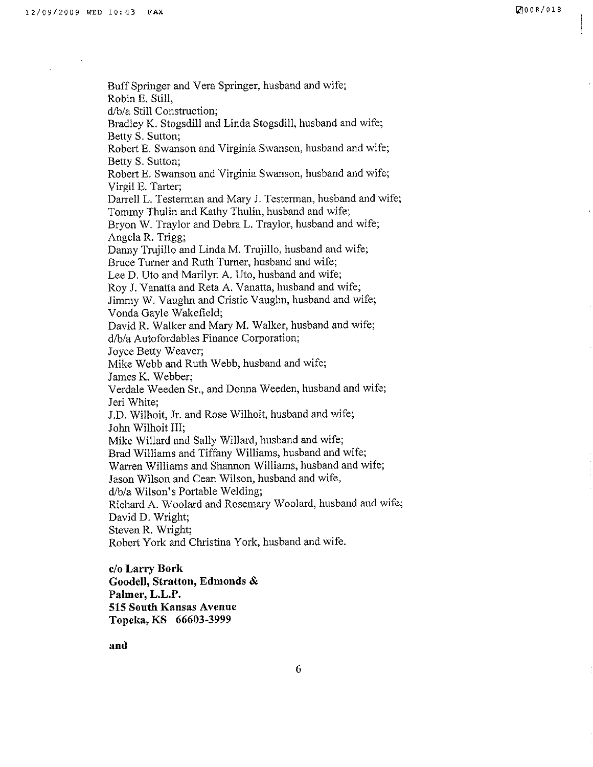Buff Springer and Vera Springer, husband and wife;
Robin E. Still,
d/b/a Still Construction;
Bradley K. Stogsdill and Linda Stogsdill, husband and wife;
Betty S. Sutton;
Robert E. Swanson and Virginia Swanson, husband and wife;
Betty S. Sutton;
Robert E. Swanson and Virginia Swanson, husband and wife;
Virgil E. Tarter;
Darrell L. Testerman and Mary J. Testerman, husband and wife;
Tommy Thulin and Kathy Thulin, husband and wife;
Bryon W. Traylor and Debra L. Traylor, husband and wife;
Angela R. Trigg;
Danny Trujillo and Linda M. Trujillo, husband and wife;
Bruce Turner and Ruth Turner, husband and wife;
Lee D. Uto and Marilyn A. Uto, husband and wife;
Roy J. Vanatta and Reta A. Vanatta, husband and wife;
Jimmy W. Vaughn and Cristie Vaughn, husband and wife;
Vonda Gayle Wakefield;
David R. Walker and Mary M. Walker, husband and wife;
d/b/a Autofordables Finance Corporation;
Joyce Betty Weaver;
Mike Webb and Ruth Webb, husband and wife;
James K. Webber;
Verdale Weeden Sr., and Donna Weeden, husband and wife;
Jeri White;
J.D. Wilhoit, Jr. and Rose Wilhoit, husband and wife;
John Wilhoit III;
Mike Willard and Sally Willard, husband and wife;
Brad Williams and Tiffany Williams, husband and wife;
Warren Williams and Shannon Williams, husband and wife;
Jason Wilson and Cean Wilson, husband and wife,
d/b/a Wilson's Portable Welding;
Richard A. Woolard and Rosemary Woolard, husband and wife;
David D. Wright;
Steven R. Wright;
Robert York and Christina York, husband and wife.

**c/o Larry Bork**
**Goodell, Stratton, Edmonds &**
**Palmer, L.L.P.**
**515 South Kansas Avenue**
**Topeka, KS 66603-3999**

**and**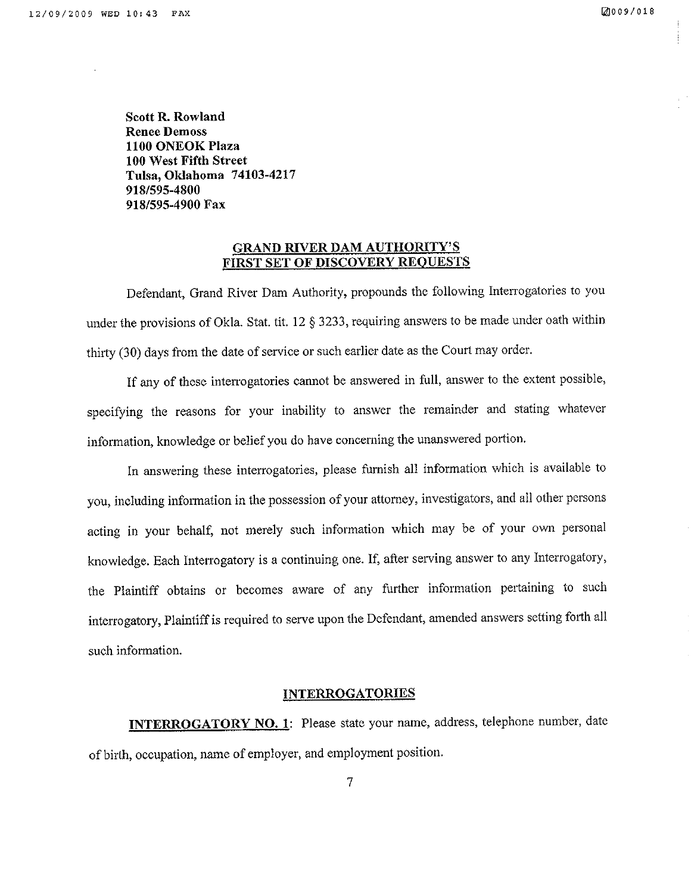**Scott R. Rowland**
**Renee Demoss**
**1100 ONEOK Plaza**
**100 West Fifth Street**
**Tulsa, Oklahoma 74103-4217**
**918/595-4800**
**918/595-4900 Fax**

## GRAND RIVER DAM AUTHORITY'S FIRST SET OF DISCOVERY REQUESTS

Defendant, Grand River Dam Authority, propounds the following Interrogatories to you under the provisions of Okla. Stat. tit. 12 § 3233, requiring answers to be made under oath within thirty (30) days from the date of service or such earlier date as the Court may order.

If any of these interrogatories cannot be answered in full, answer to the extent possible, specifying the reasons for your inability to answer the remainder and stating whatever information, knowledge or belief you do have concerning the unanswered portion.

In answering these interrogatories, please furnish all information which is available to you, including information in the possession of your attorney, investigators, and all other persons acting in your behalf, not merely such information which may be of your own personal knowledge. Each Interrogatory is a continuing one. If, after serving answer to any Interrogatory, the Plaintiff obtains or becomes aware of any further information pertaining to such interrogatory, Plaintiff is required to serve upon the Defendant, amended answers setting forth all such information.

## INTERROGATORIES

**INTERROGATORY NO. 1**: Please state your name, address, telephone number, date of birth, occupation, name of employer, and employment position.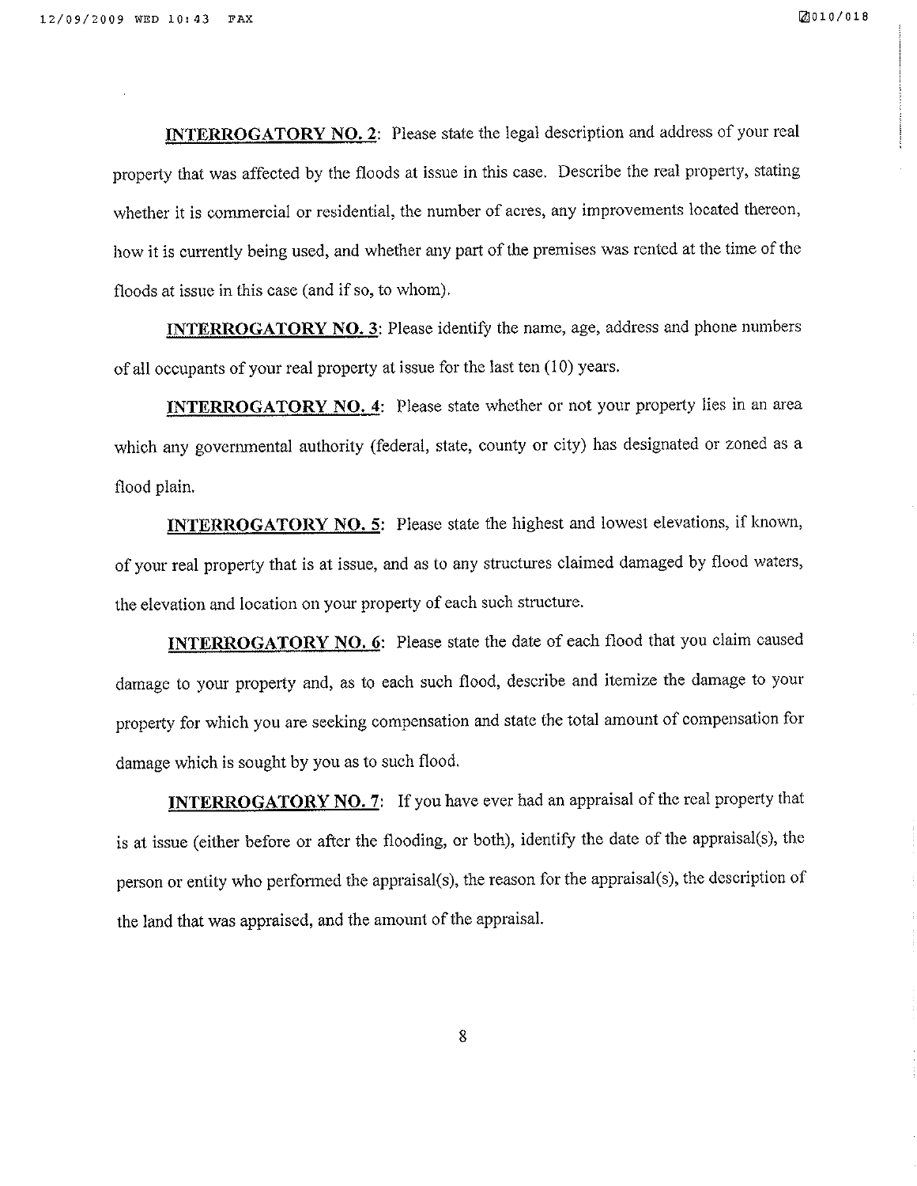**<u>INTERROGATORY NO. 2</u>**: Please state the legal description and address of your real property that was affected by the floods at issue in this case. Describe the real property, stating whether it is commercial or residential, the number of acres, any improvements located thereon, how it is currently being used, and whether any part of the premises was rented at the time of the floods at issue in this case (and if so, to whom).

**<u>INTERROGATORY NO. 3</u>**: Please identify the name, age, address and phone numbers of all occupants of your real property at issue for the last ten (10) years.

**<u>INTERROGATORY NO. 4</u>**: Please state whether or not your property lies in an area which any governmental authority (federal, state, county or city) has designated or zoned as a flood plain.

**<u>INTERROGATORY NO. 5</u>**: Please state the highest and lowest elevations, if known, of your real property that is at issue, and as to any structures claimed damaged by flood waters, the elevation and location on your property of each such structure.

**<u>INTERROGATORY NO. 6</u>**: Please state the date of each flood that you claim caused damage to your property and, as to each such flood, describe and itemize the damage to your property for which you are seeking compensation and state the total amount of compensation for damage which is sought by you as to such flood.

**<u>INTERROGATORY NO. 7</u>**: If you have ever had an appraisal of the real property that is at issue (either before or after the flooding, or both), identify the date of the appraisal(s), the person or entity who performed the appraisal(s), the reason for the appraisal(s), the description of the land that was appraised, and the amount of the appraisal.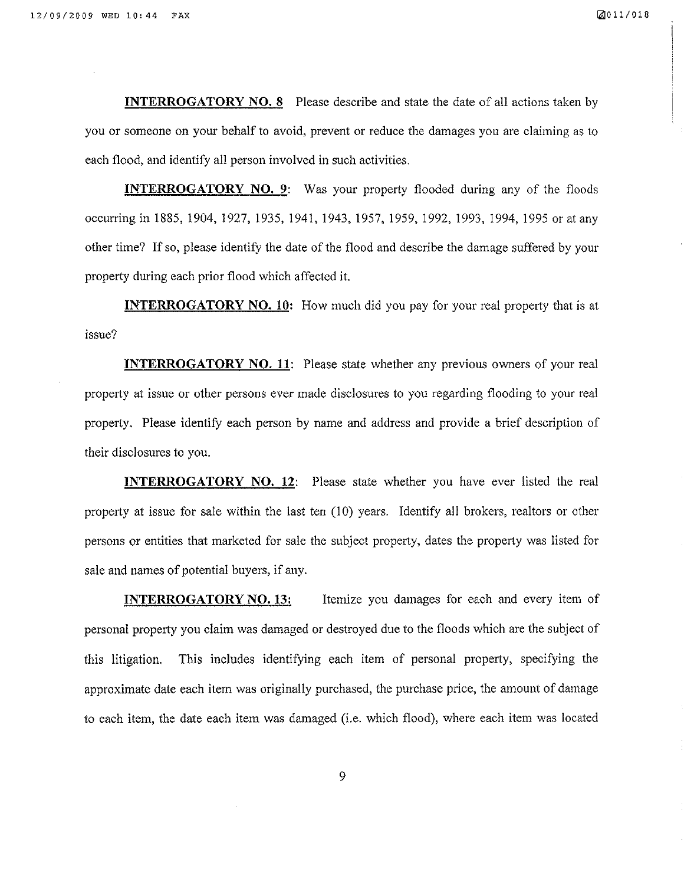**INTERROGATORY NO. 8** Please describe and state the date of all actions taken by you or someone on your behalf to avoid, prevent or reduce the damages you are claiming as to each flood, and identify all person involved in such activities.

**INTERROGATORY NO. 9**: Was your property flooded during any of the floods occurring in 1885, 1904, 1927, 1935, 1941, 1943, 1957, 1959, 1992, 1993, 1994, 1995 or at any other time? If so, please identify the date of the flood and describe the damage suffered by your property during each prior flood which affected it.

**INTERROGATORY NO. 10:** How much did you pay for your real property that is at issue?

**INTERROGATORY NO. 11**: Please state whether any previous owners of your real property at issue or other persons ever made disclosures to you regarding flooding to your real property. Please identify each person by name and address and provide a brief description of their disclosures to you.

**INTERROGATORY NO. 12**: Please state whether you have ever listed the real property at issue for sale within the last ten (10) years. Identify all brokers, realtors or other persons or entities that marketed for sale the subject property, dates the property was listed for sale and names of potential buyers, if any.

**INTERROGATORY NO. 13:** Itemize you damages for each and every item of personal property you claim was damaged or destroyed due to the floods which are the subject of this litigation. This includes identifying each item of personal property, specifying the approximate date each item was originally purchased, the purchase price, the amount of damage to each item, the date each item was damaged (i.e. which flood), where each item was located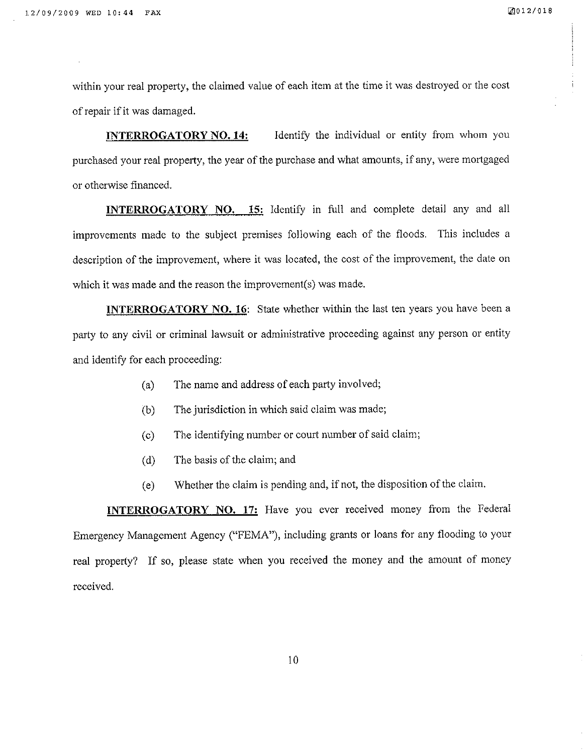within your real property, the claimed value of each item at the time it was destroyed or the cost of repair if it was damaged.

**INTERROGATORY NO. 14:** Identify the individual or entity from whom you purchased your real property, the year of the purchase and what amounts, if any, were mortgaged or otherwise financed.

**INTERROGATORY NO. 15:** Identify in full and complete detail any and all improvements made to the subject premises following each of the floods. This includes a description of the improvement, where it was located, the cost of the improvement, the date on which it was made and the reason the improvement(s) was made.

**INTERROGATORY NO. 16**: State whether within the last ten years you have been a party to any civil or criminal lawsuit or administrative proceeding against any person or entity and identify for each proceeding:

(a) The name and address of each party involved;

(b) The jurisdiction in which said claim was made;

(c) The identifying number or court number of said claim;

(d) The basis of the claim; and

(e) Whether the claim is pending and, if not, the disposition of the claim.

**INTERROGATORY NO. 17:** Have you ever received money from the Federal Emergency Management Agency ("FEMA"), including grants or loans for any flooding to your real property? If so, please state when you received the money and the amount of money received.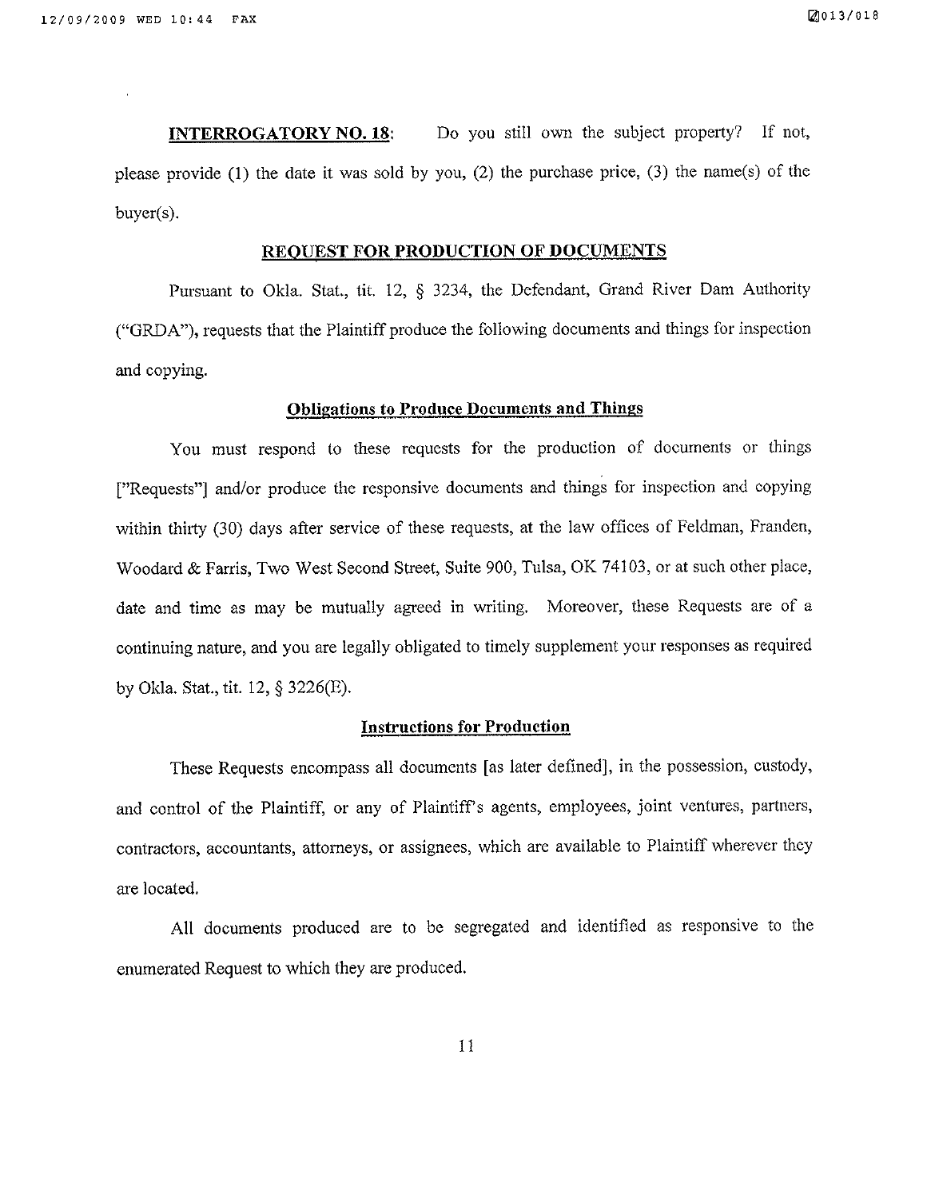**INTERROGATORY NO. 18**: Do you still own the subject property? If not, please provide (1) the date it was sold by you, (2) the purchase price, (3) the name(s) of the buyer(s).

## REQUEST FOR PRODUCTION OF DOCUMENTS

Pursuant to Okla. Stat., tit. 12, § 3234, the Defendant, Grand River Dam Authority ("GRDA"), requests that the Plaintiff produce the following documents and things for inspection and copying.

### Obligations to Produce Documents and Things

You must respond to these requests for the production of documents or things ["Requests"] and/or produce the responsive documents and things for inspection and copying within thirty (30) days after service of these requests, at the law offices of Feldman, Franden, Woodard & Farris, Two West Second Street, Suite 900, Tulsa, OK 74103, or at such other place, date and time as may be mutually agreed in writing. Moreover, these Requests are of a continuing nature, and you are legally obligated to timely supplement your responses as required by Okla. Stat., tit. 12, § 3226(E).

### Instructions for Production

These Requests encompass all documents [as later defined], in the possession, custody, and control of the Plaintiff, or any of Plaintiff's agents, employees, joint ventures, partners, contractors, accountants, attorneys, or assignees, which are available to Plaintiff wherever they are located.

All documents produced are to be segregated and identified as responsive to the enumerated Request to which they are produced.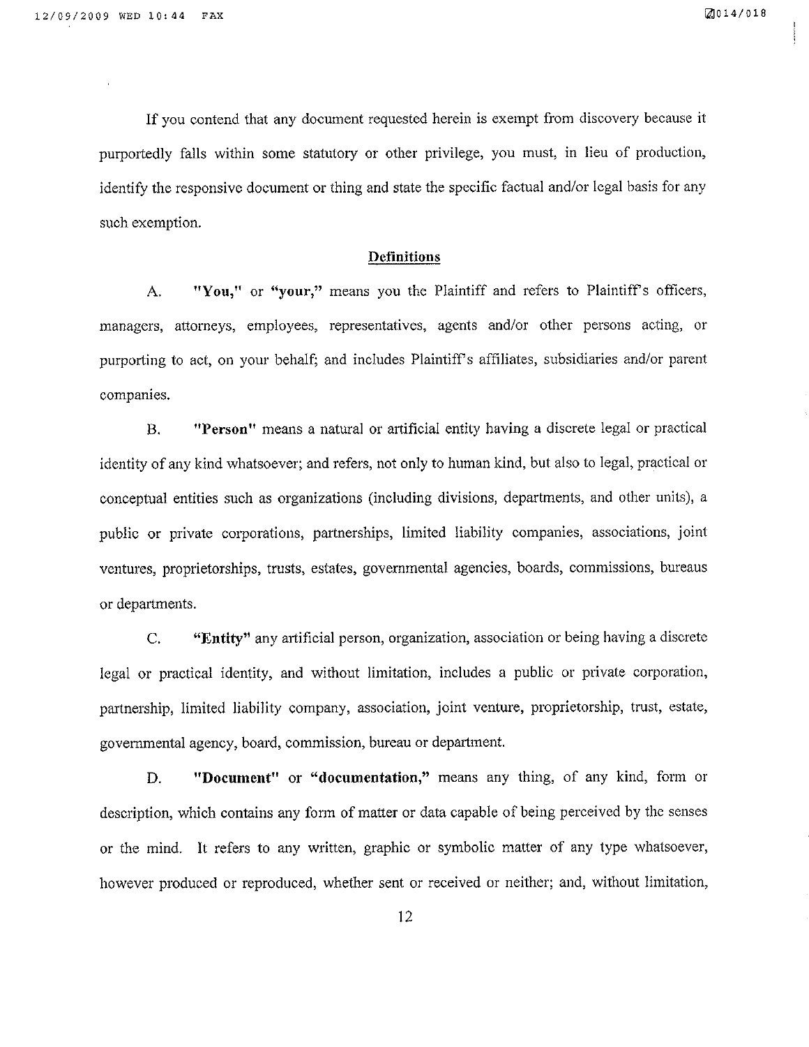If you contend that any document requested herein is exempt from discovery because it purportedly falls within some statutory or other privilege, you must, in lieu of production, identify the responsive document or thing and state the specific factual and/or legal basis for any such exemption.

## Definitions

A. **"You,"** or **"your,"** means you the Plaintiff and refers to Plaintiff's officers, managers, attorneys, employees, representatives, agents and/or other persons acting, or purporting to act, on your behalf; and includes Plaintiff's affiliates, subsidiaries and/or parent companies.

B. **"Person"** means a natural or artificial entity having a discrete legal or practical identity of any kind whatsoever; and refers, not only to human kind, but also to legal, practical or conceptual entities such as organizations (including divisions, departments, and other units), a public or private corporations, partnerships, limited liability companies, associations, joint ventures, proprietorships, trusts, estates, governmental agencies, boards, commissions, bureaus or departments.

C. **"Entity"** any artificial person, organization, association or being having a discrete legal or practical identity, and without limitation, includes a public or private corporation, partnership, limited liability company, association, joint venture, proprietorship, trust, estate, governmental agency, board, commission, bureau or department.

D. **"Document"** or **"documentation,"** means any thing, of any kind, form or description, which contains any form of matter or data capable of being perceived by the senses or the mind. It refers to any written, graphic or symbolic matter of any type whatsoever, however produced or reproduced, whether sent or received or neither; and, without limitation,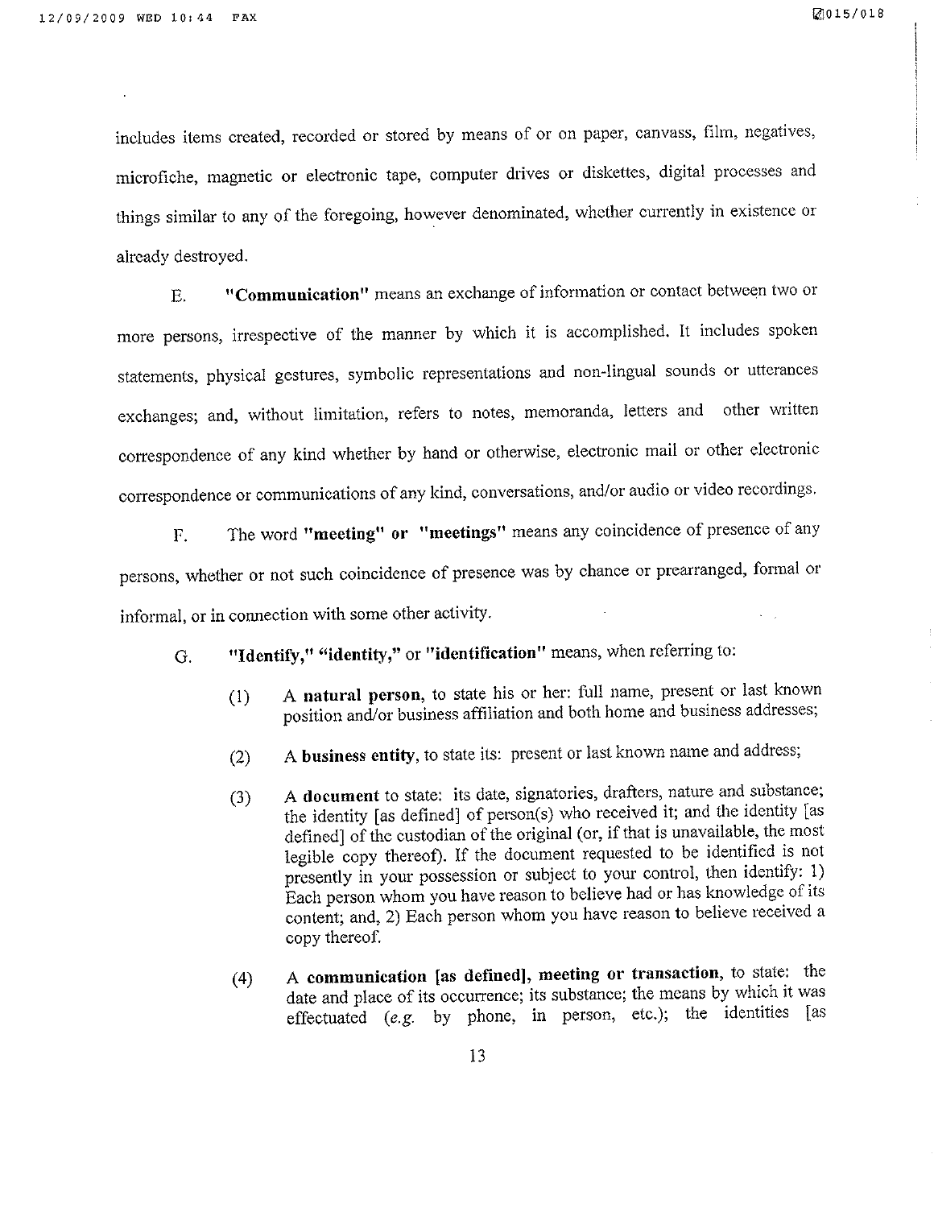includes items created, recorded or stored by means of or on paper, canvass, film, negatives, microfiche, magnetic or electronic tape, computer drives or diskettes, digital processes and things similar to any of the foregoing, however denominated, whether currently in existence or already destroyed.

E. **"Communication"** means an exchange of information or contact between two or more persons, irrespective of the manner by which it is accomplished. It includes spoken statements, physical gestures, symbolic representations and non-lingual sounds or utterances exchanges; and, without limitation, refers to notes, memoranda, letters and other written correspondence of any kind whether by hand or otherwise, electronic mail or other electronic correspondence or communications of any kind, conversations, and/or audio or video recordings.

F. The word **"meeting" or "meetings"** means any coincidence of presence of any persons, whether or not such coincidence of presence was by chance or prearranged, formal or informal, or in connection with some other activity.

G. **"Identify," "identity,"** or **"identification"** means, when referring to:

(1) A **natural person**, to state his or her: full name, present or last known position and/or business affiliation and both home and business addresses;

(2) A **business entity**, to state its: present or last known name and address;

(3) A **document** to state: its date, signatories, drafters, nature and substance; the identity [as defined] of person(s) who received it; and the identity [as defined] of the custodian of the original (or, if that is unavailable, the most legible copy thereof). If the document requested to be identified is not presently in your possession or subject to your control, then identify: 1) Each person whom you have reason to believe had or has knowledge of its content; and, 2) Each person whom you have reason to believe received a copy thereof.

(4) A **communication [as defined], meeting or transaction**, to state: the date and place of its occurrence; its substance; the means by which it was effectuated (*e.g.* by phone, in person, etc.); the identities [as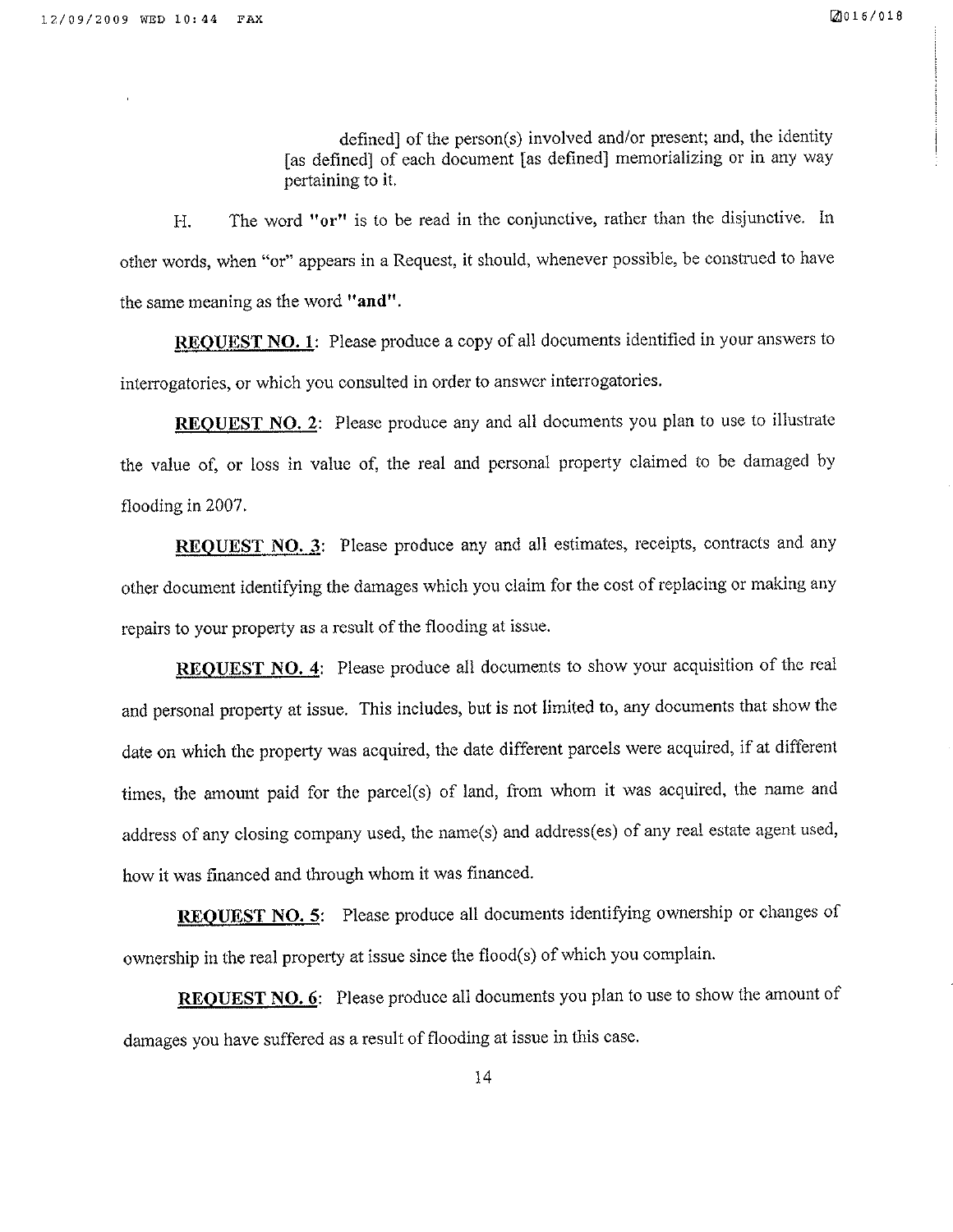defined] of the person(s) involved and/or present; and, the identity [as defined] of each document [as defined] memorializing or in any way pertaining to it.

H. The word **"or"** is to be read in the conjunctive, rather than the disjunctive. In other words, when "or" appears in a Request, it should, whenever possible, be construed to have the same meaning as the word **"and"**.

**REQUEST NO. 1**: Please produce a copy of all documents identified in your answers to interrogatories, or which you consulted in order to answer interrogatories.

**REQUEST NO. 2**: Please produce any and all documents you plan to use to illustrate the value of, or loss in value of, the real and personal property claimed to be damaged by flooding in 2007.

**REQUEST NO. 3**: Please produce any and all estimates, receipts, contracts and any other document identifying the damages which you claim for the cost of replacing or making any repairs to your property as a result of the flooding at issue.

**REQUEST NO. 4**: Please produce all documents to show your acquisition of the real and personal property at issue. This includes, but is not limited to, any documents that show the date on which the property was acquired, the date different parcels were acquired, if at different times, the amount paid for the parcel(s) of land, from whom it was acquired, the name and address of any closing company used, the name(s) and address(es) of any real estate agent used, how it was financed and through whom it was financed.

**REQUEST NO. 5**: Please produce all documents identifying ownership or changes of ownership in the real property at issue since the flood(s) of which you complain.

**REQUEST NO. 6**: Please produce all documents you plan to use to show the amount of damages you have suffered as a result of flooding at issue in this case.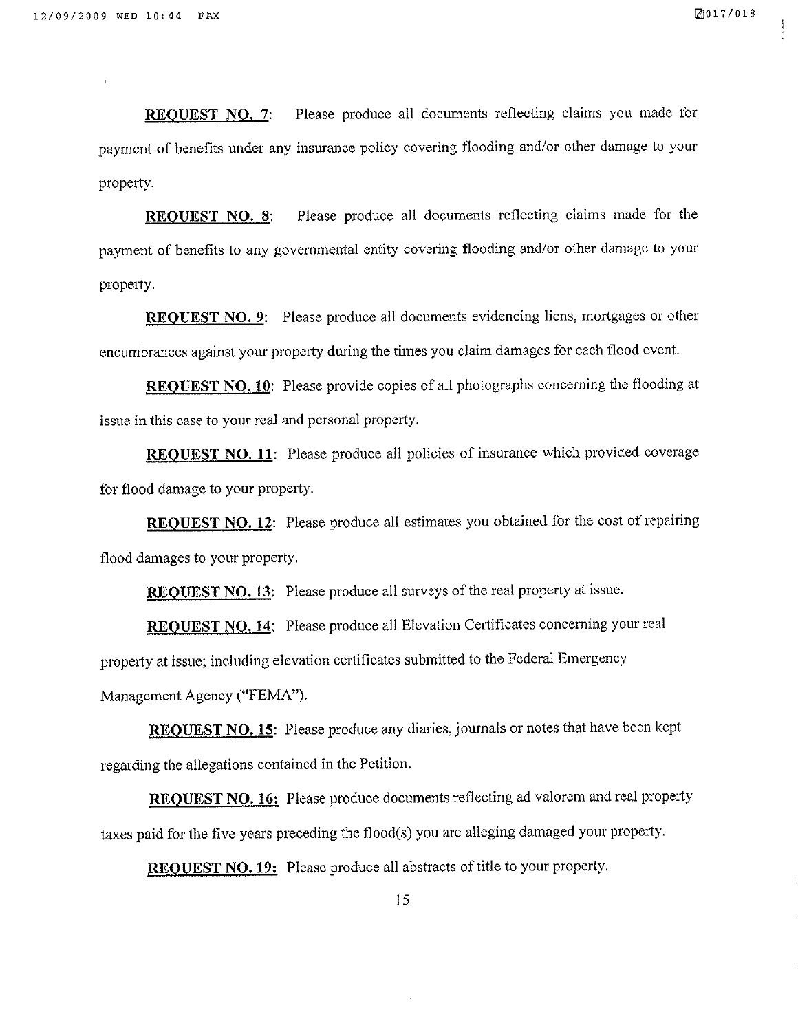<u>**REQUEST NO. 7**</u>: Please produce all documents reflecting claims you made for payment of benefits under any insurance policy covering flooding and/or other damage to your property.

<u>**REQUEST NO. 8**</u>: Please produce all documents reflecting claims made for the payment of benefits to any governmental entity covering flooding and/or other damage to your property.

<u>**REQUEST NO. 9**</u>: Please produce all documents evidencing liens, mortgages or other encumbrances against your property during the times you claim damages for each flood event.

<u>**REQUEST NO. 10**</u>: Please provide copies of all photographs concerning the flooding at issue in this case to your real and personal property.

<u>**REQUEST NO. 11**</u>: Please produce all policies of insurance which provided coverage for flood damage to your property.

<u>**REQUEST NO. 12**</u>: Please produce all estimates you obtained for the cost of repairing flood damages to your property.

<u>**REQUEST NO. 13**</u>: Please produce all surveys of the real property at issue.

<u>**REQUEST NO. 14**</u>: Please produce all Elevation Certificates concerning your real property at issue; including elevation certificates submitted to the Federal Emergency Management Agency ("FEMA").

<u>**REQUEST NO. 15**</u>: Please produce any diaries, journals or notes that have been kept regarding the allegations contained in the Petition.

<u>**REQUEST NO. 16:**</u> Please produce documents reflecting ad valorem and real property taxes paid for the five years preceding the flood(s) you are alleging damaged your property.

<u>**REQUEST NO. 19:**</u> Please produce all abstracts of title to your property.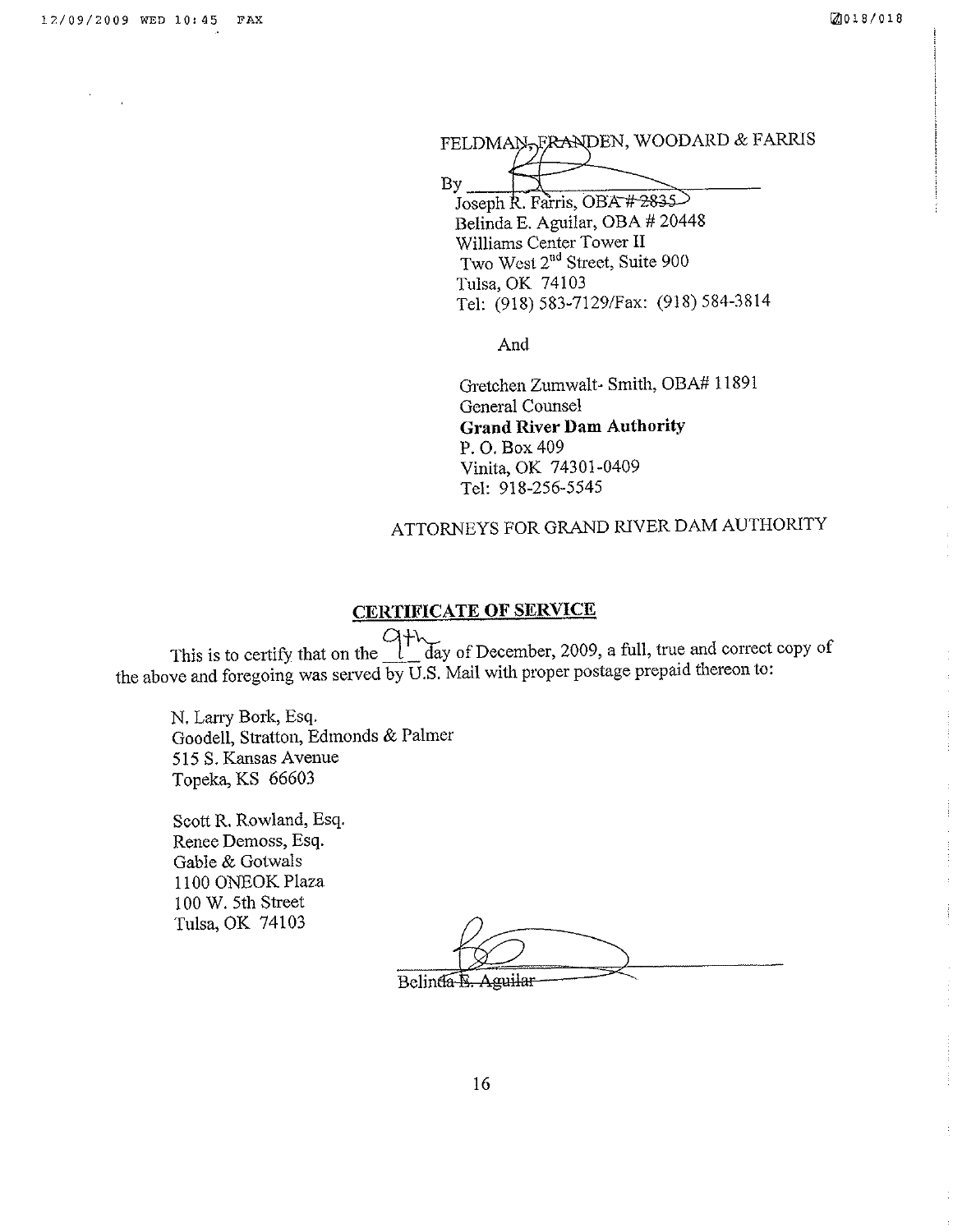FELDMAN, FRANDEN, WOODARD & FARRIS

By ______________________

Joseph R. Farris, OBA # 2835
Belinda E. Aguilar, OBA # 20448
Williams Center Tower II
Two West 2nd Street, Suite 900
Tulsa, OK 74103
Tel: (918) 583-7129/Fax: (918) 584-3814

And

Gretchen Zumwalt- Smith, OBA# 11891
General Counsel
**Grand River Dam Authority**
P. O. Box 409
Vinita, OK 74301-0409
Tel: 918-256-5545

ATTORNEYS FOR GRAND RIVER DAM AUTHORITY

## CERTIFICATE OF SERVICE

This is to certify that on the 9th day of December, 2009, a full, true and correct copy of the above and foregoing was served by U.S. Mail with proper postage prepaid thereon to:

N. Larry Bork, Esq.
Goodell, Stratton, Edmonds & Palmer
515 S. Kansas Avenue
Topeka, KS 66603

Scott R. Rowland, Esq.
Renee Demoss, Esq.
Gable & Gotwals
1100 ONEOK Plaza
100 W. 5th Street
Tulsa, OK 74103

______________________
Belinda E. Aguilar